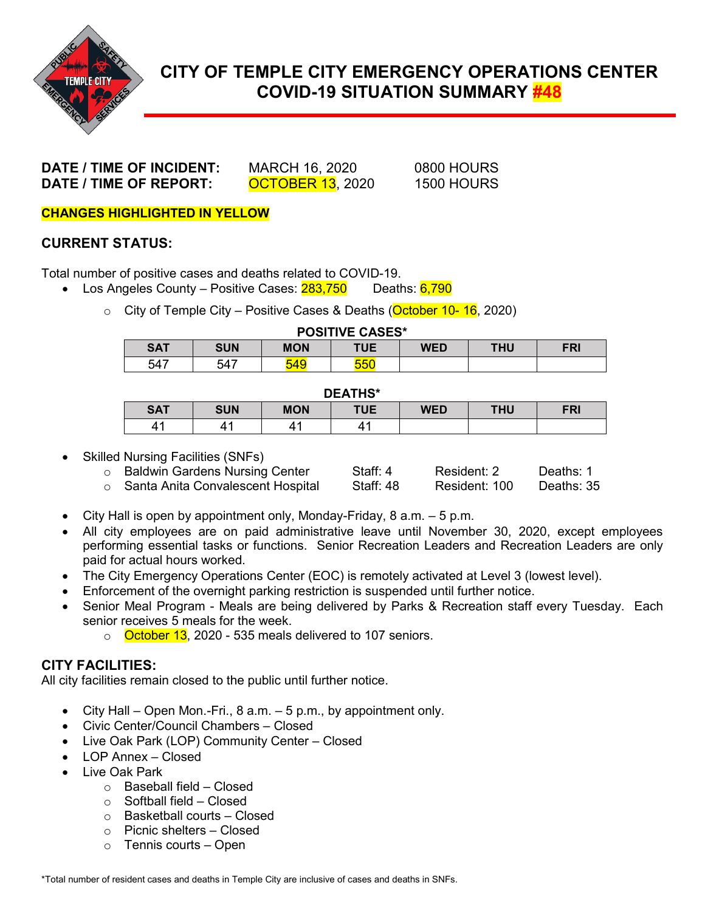# CITY OF TEMPLE CITY EMERGENCY OPERATIONS CENTER
# COVID-19 SITUATION SUMMARY #48

**DATE / TIME OF INCIDENT:** MARCH 16, 2020 0800 HOURS
**DATE / TIME OF REPORT:** OCTOBER 13, 2020 1500 HOURS

**CHANGES HIGHLIGHTED IN YELLOW**

## CURRENT STATUS:

Total number of positive cases and deaths related to COVID-19.

- Los Angeles County – Positive Cases: 283,750 Deaths: 6,790
  - City of Temple City – Positive Cases & Deaths (October 10- 16, 2020)

**POSITIVE CASES***

| SAT | SUN | MON | TUE | WED | THU | FRI |
|---|---|---|---|---|---|---|
| 547 | 547 | 549 | 550 | | | |

**DEATHS***

| SAT | SUN | MON | TUE | WED | THU | FRI |
|---|---|---|---|---|---|---|
| 41 | 41 | 41 | 41 | | | |

- Skilled Nursing Facilities (SNFs)
  - Baldwin Gardens Nursing Center Staff: 4 Resident: 2 Deaths: 1
  - Santa Anita Convalescent Hospital Staff: 48 Resident: 100 Deaths: 35
- City Hall is open by appointment only, Monday-Friday, 8 a.m. – 5 p.m.
- All city employees are on paid administrative leave until November 30, 2020, except employees performing essential tasks or functions. Senior Recreation Leaders and Recreation Leaders are only paid for actual hours worked.
- The City Emergency Operations Center (EOC) is remotely activated at Level 3 (lowest level).
- Enforcement of the overnight parking restriction is suspended until further notice.
- Senior Meal Program - Meals are being delivered by Parks & Recreation staff every Tuesday. Each senior receives 5 meals for the week.
  - October 13, 2020 - 535 meals delivered to 107 seniors.

## CITY FACILITIES:

All city facilities remain closed to the public until further notice.

- City Hall – Open Mon.-Fri., 8 a.m. – 5 p.m., by appointment only.
- Civic Center/Council Chambers – Closed
- Live Oak Park (LOP) Community Center – Closed
- LOP Annex – Closed
- Live Oak Park
  - Baseball field – Closed
  - Softball field – Closed
  - Basketball courts – Closed
  - Picnic shelters – Closed
  - Tennis courts – Open

*Total number of resident cases and deaths in Temple City are inclusive of cases and deaths in SNFs.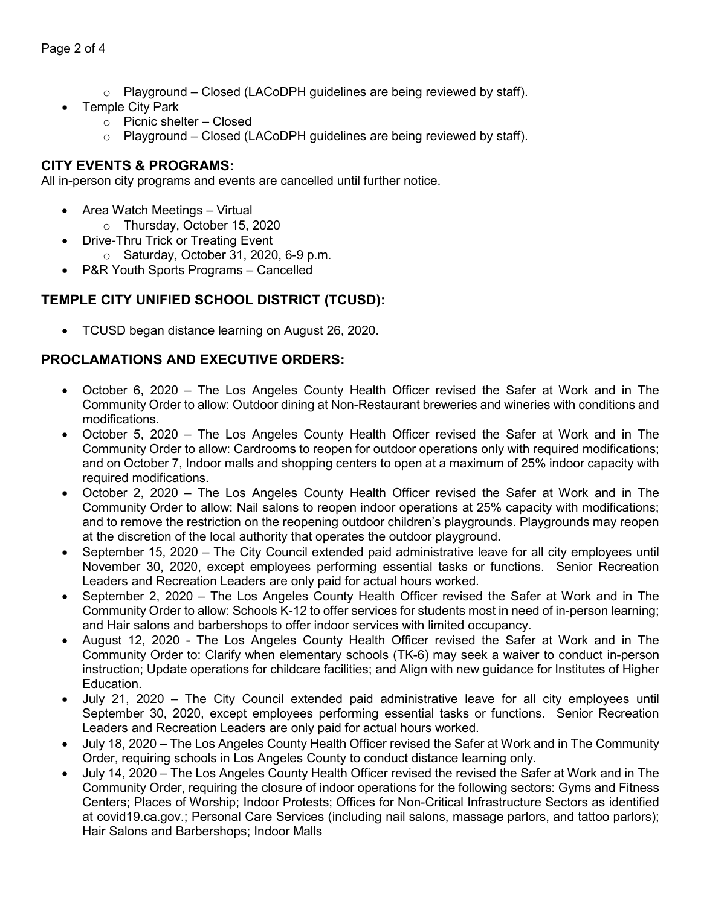- Playground – Closed (LACoDPH guidelines are being reviewed by staff).
- Temple City Park
  - Picnic shelter – Closed
  - Playground – Closed (LACoDPH guidelines are being reviewed by staff).

## CITY EVENTS & PROGRAMS:

All in-person city programs and events are cancelled until further notice.

- Area Watch Meetings – Virtual
  - Thursday, October 15, 2020
- Drive-Thru Trick or Treating Event
  - Saturday, October 31, 2020, 6-9 p.m.
- P&R Youth Sports Programs – Cancelled

## TEMPLE CITY UNIFIED SCHOOL DISTRICT (TCUSD):

- TCUSD began distance learning on August 26, 2020.

## PROCLAMATIONS AND EXECUTIVE ORDERS:

- October 6, 2020 – The Los Angeles County Health Officer revised the Safer at Work and in The Community Order to allow: Outdoor dining at Non-Restaurant breweries and wineries with conditions and modifications.
- October 5, 2020 – The Los Angeles County Health Officer revised the Safer at Work and in The Community Order to allow: Cardrooms to reopen for outdoor operations only with required modifications; and on October 7, Indoor malls and shopping centers to open at a maximum of 25% indoor capacity with required modifications.
- October 2, 2020 – The Los Angeles County Health Officer revised the Safer at Work and in The Community Order to allow: Nail salons to reopen indoor operations at 25% capacity with modifications; and to remove the restriction on the reopening outdoor children's playgrounds. Playgrounds may reopen at the discretion of the local authority that operates the outdoor playground.
- September 15, 2020 – The City Council extended paid administrative leave for all city employees until November 30, 2020, except employees performing essential tasks or functions. Senior Recreation Leaders and Recreation Leaders are only paid for actual hours worked.
- September 2, 2020 – The Los Angeles County Health Officer revised the Safer at Work and in The Community Order to allow: Schools K-12 to offer services for students most in need of in-person learning; and Hair salons and barbershops to offer indoor services with limited occupancy.
- August 12, 2020 - The Los Angeles County Health Officer revised the Safer at Work and in The Community Order to: Clarify when elementary schools (TK-6) may seek a waiver to conduct in-person instruction; Update operations for childcare facilities; and Align with new guidance for Institutes of Higher Education.
- July 21, 2020 – The City Council extended paid administrative leave for all city employees until September 30, 2020, except employees performing essential tasks or functions. Senior Recreation Leaders and Recreation Leaders are only paid for actual hours worked.
- July 18, 2020 – The Los Angeles County Health Officer revised the Safer at Work and in The Community Order, requiring schools in Los Angeles County to conduct distance learning only.
- July 14, 2020 – The Los Angeles County Health Officer revised the revised the Safer at Work and in The Community Order, requiring the closure of indoor operations for the following sectors: Gyms and Fitness Centers; Places of Worship; Indoor Protests; Offices for Non-Critical Infrastructure Sectors as identified at covid19.ca.gov.; Personal Care Services (including nail salons, massage parlors, and tattoo parlors); Hair Salons and Barbershops; Indoor Malls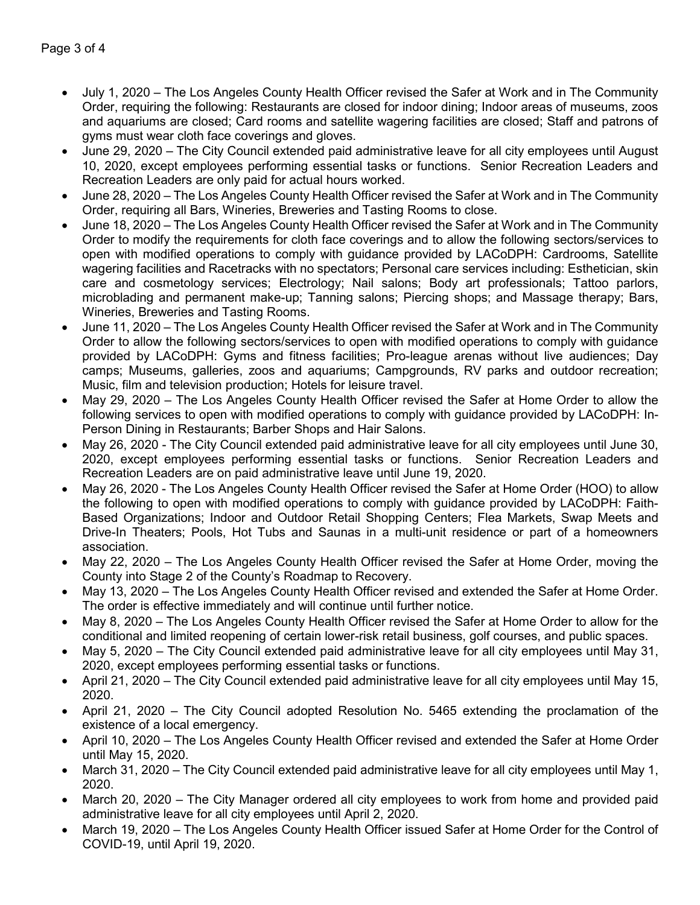- July 1, 2020 – The Los Angeles County Health Officer revised the Safer at Work and in The Community Order, requiring the following: Restaurants are closed for indoor dining; Indoor areas of museums, zoos and aquariums are closed; Card rooms and satellite wagering facilities are closed; Staff and patrons of gyms must wear cloth face coverings and gloves.
- June 29, 2020 – The City Council extended paid administrative leave for all city employees until August 10, 2020, except employees performing essential tasks or functions. Senior Recreation Leaders and Recreation Leaders are only paid for actual hours worked.
- June 28, 2020 – The Los Angeles County Health Officer revised the Safer at Work and in The Community Order, requiring all Bars, Wineries, Breweries and Tasting Rooms to close.
- June 18, 2020 – The Los Angeles County Health Officer revised the Safer at Work and in The Community Order to modify the requirements for cloth face coverings and to allow the following sectors/services to open with modified operations to comply with guidance provided by LACoDPH: Cardrooms, Satellite wagering facilities and Racetracks with no spectators; Personal care services including: Esthetician, skin care and cosmetology services; Electrology; Nail salons; Body art professionals; Tattoo parlors, microblading and permanent make-up; Tanning salons; Piercing shops; and Massage therapy; Bars, Wineries, Breweries and Tasting Rooms.
- June 11, 2020 – The Los Angeles County Health Officer revised the Safer at Work and in The Community Order to allow the following sectors/services to open with modified operations to comply with guidance provided by LACoDPH: Gyms and fitness facilities; Pro-league arenas without live audiences; Day camps; Museums, galleries, zoos and aquariums; Campgrounds, RV parks and outdoor recreation; Music, film and television production; Hotels for leisure travel.
- May 29, 2020 – The Los Angeles County Health Officer revised the Safer at Home Order to allow the following services to open with modified operations to comply with guidance provided by LACoDPH: In-Person Dining in Restaurants; Barber Shops and Hair Salons.
- May 26, 2020 - The City Council extended paid administrative leave for all city employees until June 30, 2020, except employees performing essential tasks or functions. Senior Recreation Leaders and Recreation Leaders are on paid administrative leave until June 19, 2020.
- May 26, 2020 - The Los Angeles County Health Officer revised the Safer at Home Order (HOO) to allow the following to open with modified operations to comply with guidance provided by LACoDPH: Faith-Based Organizations; Indoor and Outdoor Retail Shopping Centers; Flea Markets, Swap Meets and Drive-In Theaters; Pools, Hot Tubs and Saunas in a multi-unit residence or part of a homeowners association.
- May 22, 2020 – The Los Angeles County Health Officer revised the Safer at Home Order, moving the County into Stage 2 of the County's Roadmap to Recovery.
- May 13, 2020 – The Los Angeles County Health Officer revised and extended the Safer at Home Order. The order is effective immediately and will continue until further notice.
- May 8, 2020 – The Los Angeles County Health Officer revised the Safer at Home Order to allow for the conditional and limited reopening of certain lower-risk retail business, golf courses, and public spaces.
- May 5, 2020 – The City Council extended paid administrative leave for all city employees until May 31, 2020, except employees performing essential tasks or functions.
- April 21, 2020 – The City Council extended paid administrative leave for all city employees until May 15, 2020.
- April 21, 2020 – The City Council adopted Resolution No. 5465 extending the proclamation of the existence of a local emergency.
- April 10, 2020 – The Los Angeles County Health Officer revised and extended the Safer at Home Order until May 15, 2020.
- March 31, 2020 – The City Council extended paid administrative leave for all city employees until May 1, 2020.
- March 20, 2020 – The City Manager ordered all city employees to work from home and provided paid administrative leave for all city employees until April 2, 2020.
- March 19, 2020 – The Los Angeles County Health Officer issued Safer at Home Order for the Control of COVID-19, until April 19, 2020.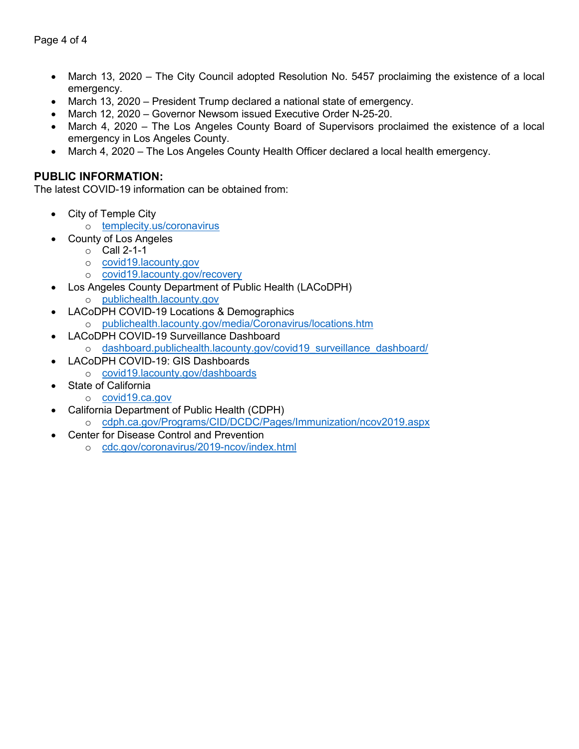- March 13, 2020 – The City Council adopted Resolution No. 5457 proclaiming the existence of a local emergency.
- March 13, 2020 – President Trump declared a national state of emergency.
- March 12, 2020 – Governor Newsom issued Executive Order N-25-20.
- March 4, 2020 – The Los Angeles County Board of Supervisors proclaimed the existence of a local emergency in Los Angeles County.
- March 4, 2020 – The Los Angeles County Health Officer declared a local health emergency.

**PUBLIC INFORMATION:**

The latest COVID-19 information can be obtained from:

- City of Temple City
  - templecity.us/coronavirus
- County of Los Angeles
  - Call 2-1-1
  - covid19.lacounty.gov
  - covid19.lacounty.gov/recovery
- Los Angeles County Department of Public Health (LACoDPH)
  - publichealth.lacounty.gov
- LACoDPH COVID-19 Locations & Demographics
  - publichealth.lacounty.gov/media/Coronavirus/locations.htm
- LACoDPH COVID-19 Surveillance Dashboard
  - dashboard.publichealth.lacounty.gov/covid19_surveillance_dashboard/
- LACoDPH COVID-19: GIS Dashboards
  - covid19.lacounty.gov/dashboards
- State of California
  - covid19.ca.gov
- California Department of Public Health (CDPH)
  - cdph.ca.gov/Programs/CID/DCDC/Pages/Immunization/ncov2019.aspx
- Center for Disease Control and Prevention
  - cdc.gov/coronavirus/2019-ncov/index.html